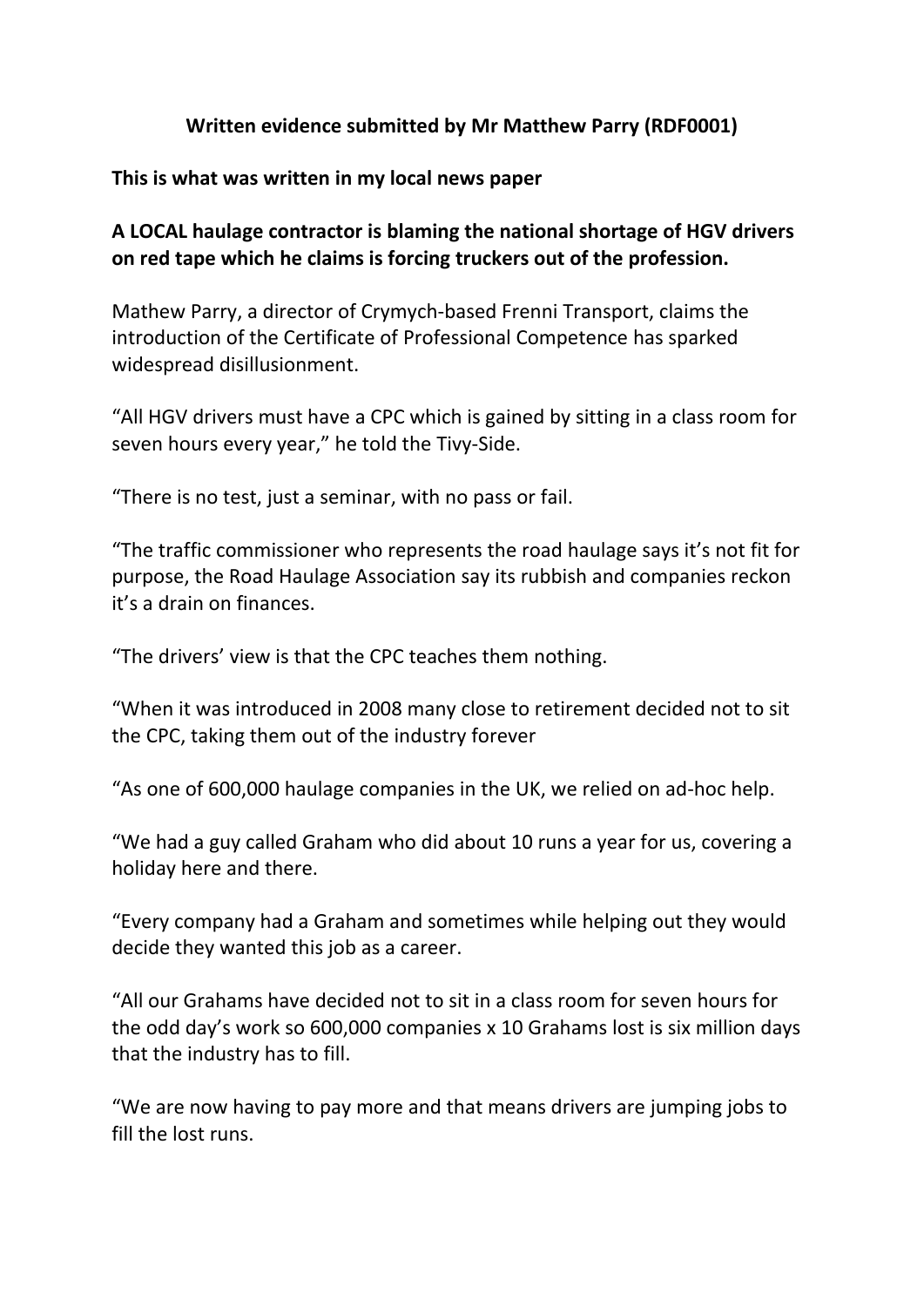**Written evidence submitted by Mr Matthew Parry (RDF0001)**

**This is what was written in my local news paper**

**A LOCAL haulage contractor is blaming the national shortage of HGV drivers on red tape which he claims is forcing truckers out of the profession.**

Mathew Parry, a director of Crymych-based Frenni Transport, claims the introduction of the Certificate of Professional Competence has sparked widespread disillusionment.

"All HGV drivers must have a CPC which is gained by sitting in a class room for seven hours every year," he told the Tivy-Side.

"There is no test, just a seminar, with no pass or fail.

"The traffic commissioner who represents the road haulage says it's not fit for purpose, the Road Haulage Association say its rubbish and companies reckon it's a drain on finances.

"The drivers' view is that the CPC teaches them nothing.

"When it was introduced in 2008 many close to retirement decided not to sit the CPC, taking them out of the industry forever

"As one of 600,000 haulage companies in the UK, we relied on ad-hoc help.

"We had a guy called Graham who did about 10 runs a year for us, covering a holiday here and there.

"Every company had a Graham and sometimes while helping out they would decide they wanted this job as a career.

"All our Grahams have decided not to sit in a class room for seven hours for the odd day's work so 600,000 companies x 10 Grahams lost is six million days that the industry has to fill.

"We are now having to pay more and that means drivers are jumping jobs to fill the lost runs.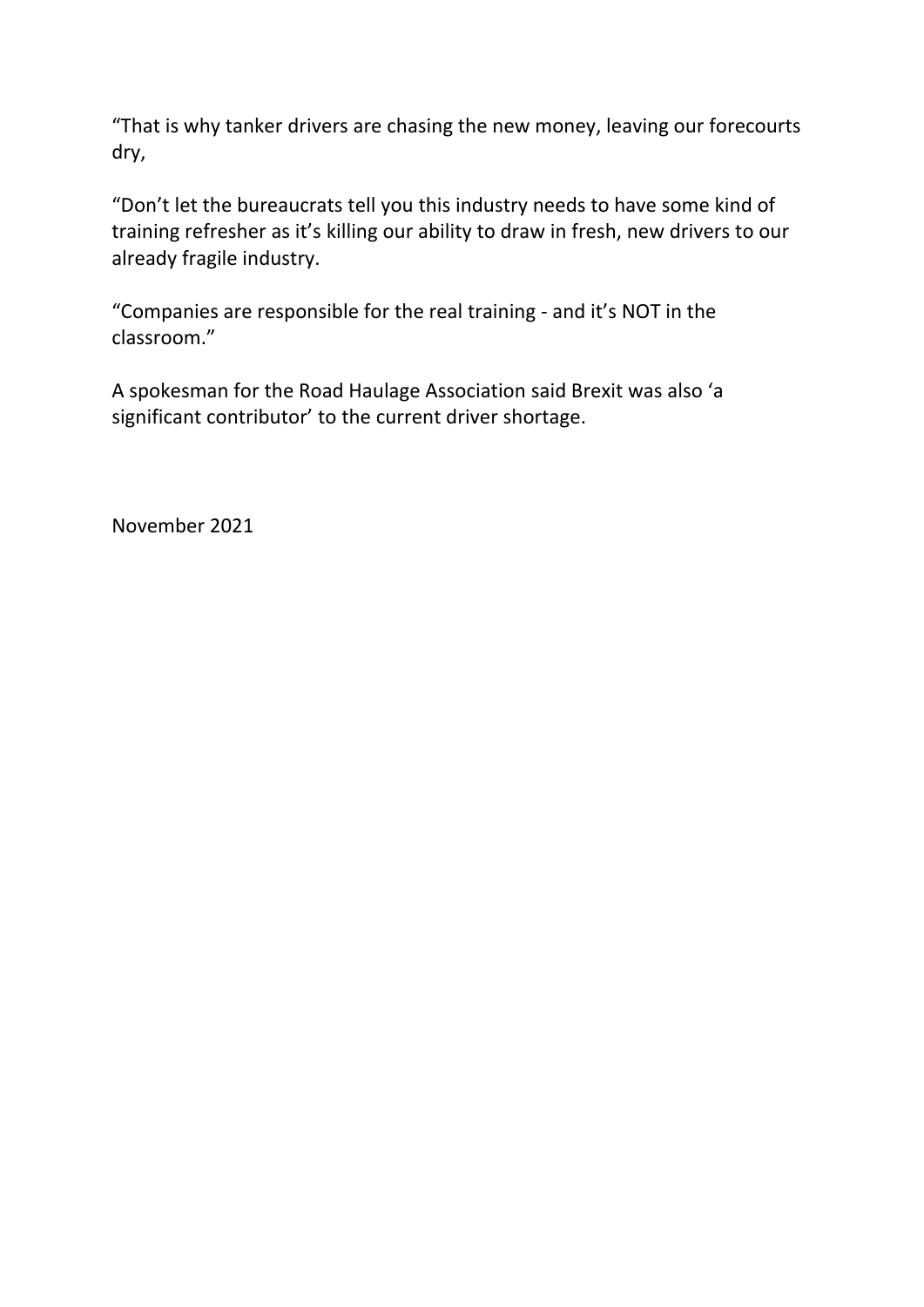"That is why tanker drivers are chasing the new money, leaving our forecourts dry,

"Don't let the bureaucrats tell you this industry needs to have some kind of training refresher as it's killing our ability to draw in fresh, new drivers to our already fragile industry.

"Companies are responsible for the real training - and it's NOT in the classroom."

A spokesman for the Road Haulage Association said Brexit was also 'a significant contributor' to the current driver shortage.

November 2021